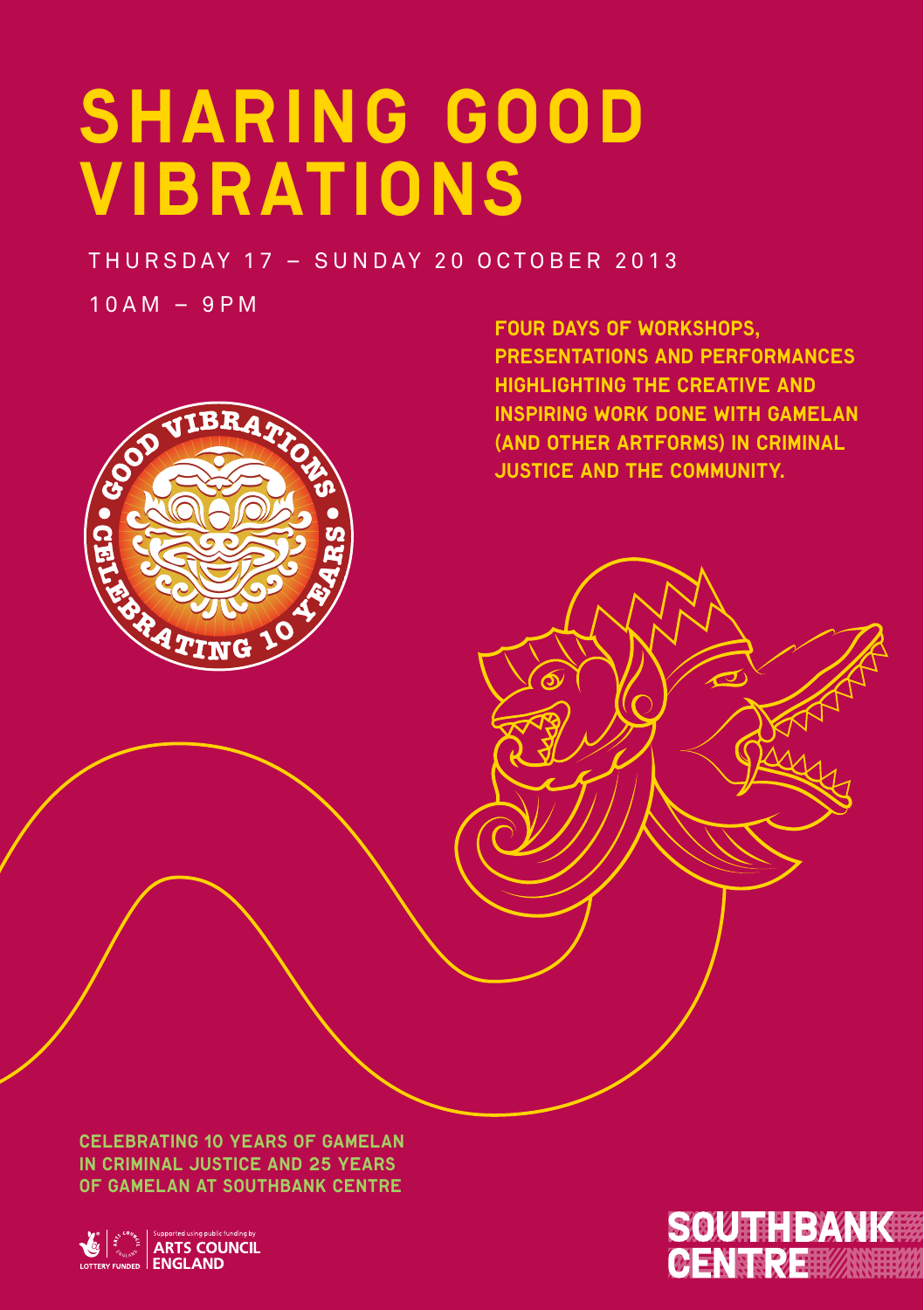# SHARING GOOD VIBRATIONS

THURSDAY 17 – SUNDAY 20 OCTOBER 2013

10AM – 9PM

**FOUR DAYS OF WORKSHOPS, PRESENTATIONS AND PERFORMANCES HIGHLIGHTING THE CREATIVE AND INSPIRING WORK DONE WITH GAMELAN (AND OTHER ARTFORMS) IN CRIMINAL JUSTICE AND THE COMMUNITY.**

GOOD VIBRATIONS • CELEBRATING 10 YEARS •

**CELEBRATING 10 YEARS OF GAMELAN IN CRIMINAL JUSTICE AND 25 YEARS OF GAMELAN AT SOUTHBANK CENTRE**

LOTTERY FUNDED | Supported using public funding by ARTS COUNCIL ENGLAND

SOUTHBANK CENTRE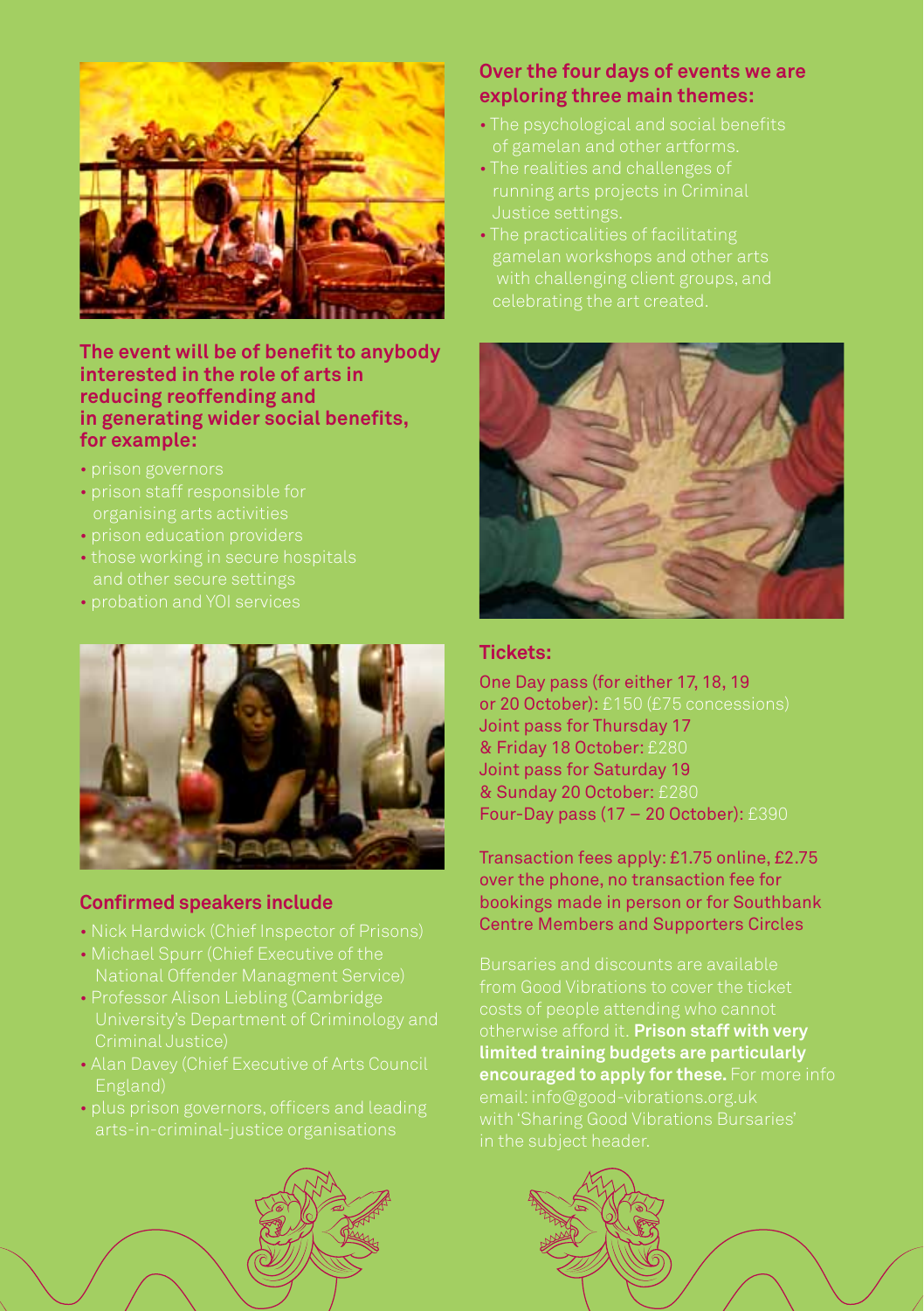## The event will be of benefit to anybody interested in the role of arts in reducing reoffending and in generating wider social benefits, for example:

- prison governors
- prison staff responsible for organising arts activities
- prison education providers
- those working in secure hospitals and other secure settings
- probation and YOI services

## Confirmed speakers include

- Nick Hardwick (Chief Inspector of Prisons)
- Michael Spurr (Chief Executive of the National Offender Managment Service)
- Professor Alison Liebling (Cambridge University's Department of Criminology and Criminal Justice)
- Alan Davey (Chief Executive of Arts Council England)
- plus prison governors, officers and leading arts-in-criminal-justice organisations

## Over the four days of events we are exploring three main themes:

- The psychological and social benefits of gamelan and other artforms.
- The realities and challenges of running arts projects in Criminal Justice settings.
- The practicalities of facilitating gamelan workshops and other arts with challenging client groups, and celebrating the art created.

## Tickets:

One Day pass (for either 17, 18, 19 or 20 October): £150 (£75 concessions)
Joint pass for Thursday 17 & Friday 18 October: £280
Joint pass for Saturday 19 & Sunday 20 October: £280
Four-Day pass (17 – 20 October): £390

Transaction fees apply: £1.75 online, £2.75 over the phone, no transaction fee for bookings made in person or for Southbank Centre Members and Supporters Circles

Bursaries and discounts are available from Good Vibrations to cover the ticket costs of people attending who cannot otherwise afford it. **Prison staff with very limited training budgets are particularly encouraged to apply for these.** For more info email: info@good-vibrations.org.uk with 'Sharing Good Vibrations Bursaries' in the subject header.